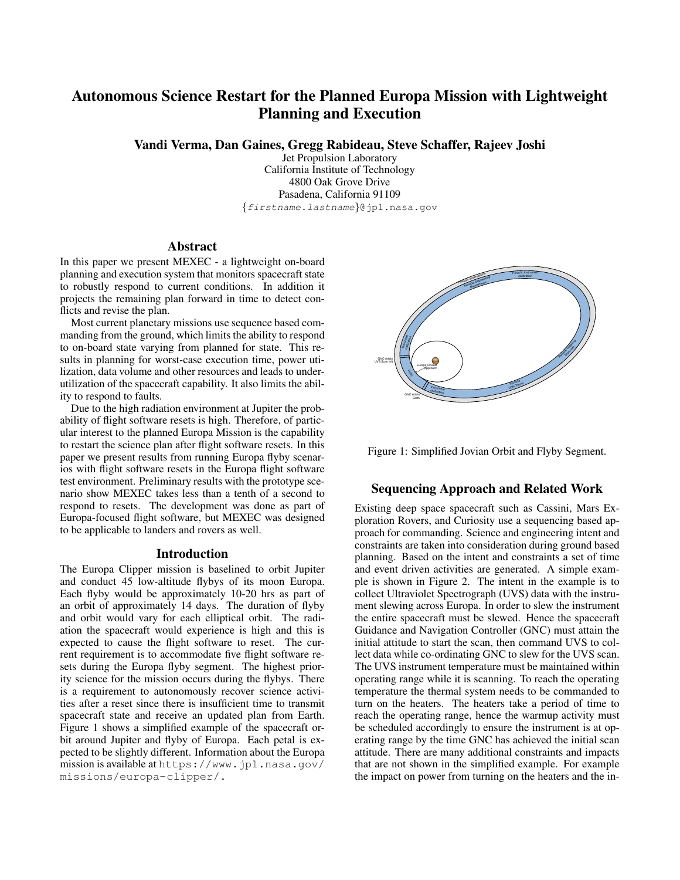# Autonomous Science Restart for the Planned Europa Mission with Lightweight Planning and Execution

**Vandi Verma, Dan Gaines, Gregg Rabideau, Steve Schaffer, Rajeev Joshi**

Jet Propulsion Laboratory
California Institute of Technology
4800 Oak Grove Drive
Pasadena, California 91109
{*firstname.lastname*}@jpl.nasa.gov

## Abstract

In this paper we present MEXEC - a lightweight on-board planning and execution system that monitors spacecraft state to robustly respond to current conditions. In addition it projects the remaining plan forward in time to detect conflicts and revise the plan.

Most current planetary missions use sequence based commanding from the ground, which limits the ability to respond to on-board state varying from planned for state. This results in planning for worst-case execution time, power utilization, data volume and other resources and leads to under-utilization of the spacecraft capability. It also limits the ability to respond to faults.

Due to the high radiation environment at Jupiter the probability of flight software resets is high. Therefore, of particular interest to the planned Europa Mission is the capability to restart the science plan after flight software resets. In this paper we present results from running Europa flyby scenarios with flight software resets in the Europa flight software test environment. Preliminary results with the prototype scenario show MEXEC takes less than a tenth of a second to respond to resets. The development was done as part of Europa-focused flight software, but MEXEC was designed to be applicable to landers and rovers as well.

## Introduction

The Europa Clipper mission is baselined to orbit Jupiter and conduct 45 low-altitude flybys of its moon Europa. Each flyby would be approximately 10-20 hrs as part of an orbit of approximately 14 days. The duration of flyby and orbit would vary for each elliptical orbit. The radiation the spacecraft would experience is high and this is expected to cause the flight software to reset. The current requirement is to accommodate five flight software resets during the Europa flyby segment. The highest priority science for the mission occurs during the flybys. There is a requirement to autonomously recover science activities after a reset since there is insufficient time to transmit spacecraft state and receive an updated plan from Earth. Figure 1 shows a simplified example of the spacecraft orbit around Jupiter and flyby of Europa. Each petal is expected to be slightly different. Information about the Europa mission is available at https://www.jpl.nasa.gov/missions/europa-clipper/.

Figure 1: Simplified Jovian Orbit and Flyby Segment.

## Sequencing Approach and Related Work

Existing deep space spacecraft such as Cassini, Mars Exploration Rovers, and Curiosity use a sequencing based approach for commanding. Science and engineering intent and constraints are taken into consideration during ground based planning. Based on the intent and constraints a set of time and event driven activities are generated. A simple example is shown in Figure 2. The intent in the example is to collect Ultraviolet Spectrograph (UVS) data with the instrument slewing across Europa. In order to slew the instrument the entire spacecraft must be slewed. Hence the spacecraft Guidance and Navigation Controller (GNC) must attain the initial attitude to start the scan, then command UVS to collect data while co-ordinating GNC to slew for the UVS scan. The UVS instrument temperature must be maintained within operating range while it is scanning. To reach the operating temperature the thermal system needs to be commanded to turn on the heaters. The heaters take a period of time to reach the operating range, hence the warmup activity must be scheduled accordingly to ensure the instrument is at operating range by the time GNC has achieved the initial scan attitude. There are many additional constraints and impacts that are not shown in the simplified example. For example the impact on power from turning on the heaters and the in-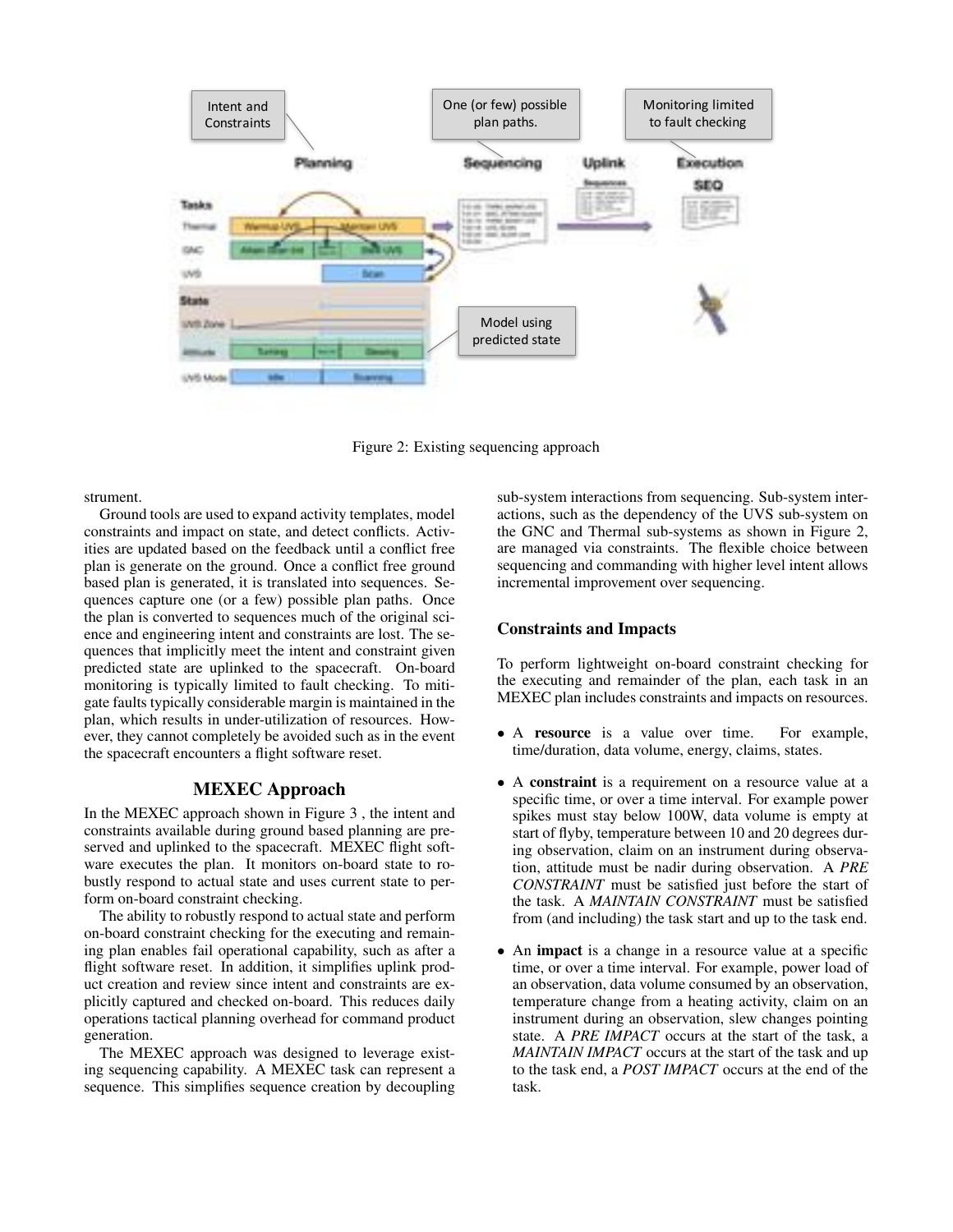Figure 2: Existing sequencing approach

strument.

Ground tools are used to expand activity templates, model constraints and impact on state, and detect conflicts. Activities are updated based on the feedback until a conflict free plan is generate on the ground. Once a conflict free ground based plan is generated, it is translated into sequences. Sequences capture one (or a few) possible plan paths. Once the plan is converted to sequences much of the original science and engineering intent and constraints are lost. The sequences that implicitly meet the intent and constraint given predicted state are uplinked to the spacecraft. On-board monitoring is typically limited to fault checking. To mitigate faults typically considerable margin is maintained in the plan, which results in under-utilization of resources. However, they cannot completely be avoided such as in the event the spacecraft encounters a flight software reset.

## MEXEC Approach

In the MEXEC approach shown in Figure 3 , the intent and constraints available during ground based planning are preserved and uplinked to the spacecraft. MEXEC flight software executes the plan. It monitors on-board state to robustly respond to actual state and uses current state to perform on-board constraint checking.

The ability to robustly respond to actual state and perform on-board constraint checking for the executing and remaining plan enables fail operational capability, such as after a flight software reset. In addition, it simplifies uplink product creation and review since intent and constraints are explicitly captured and checked on-board. This reduces daily operations tactical planning overhead for command product generation.

The MEXEC approach was designed to leverage existing sequencing capability. A MEXEC task can represent a sequence. This simplifies sequence creation by decoupling sub-system interactions from sequencing. Sub-system interactions, such as the dependency of the UVS sub-system on the GNC and Thermal sub-systems as shown in Figure 2, are managed via constraints. The flexible choice between sequencing and commanding with higher level intent allows incremental improvement over sequencing.

### Constraints and Impacts

To perform lightweight on-board constraint checking for the executing and remainder of the plan, each task in an MEXEC plan includes constraints and impacts on resources.

- A **resource** is a value over time. For example, time/duration, data volume, energy, claims, states.
- A **constraint** is a requirement on a resource value at a specific time, or over a time interval. For example power spikes must stay below 100W, data volume is empty at start of flyby, temperature between 10 and 20 degrees during observation, claim on an instrument during observation, attitude must be nadir during observation. A *PRE CONSTRAINT* must be satisfied just before the start of the task. A *MAINTAIN CONSTRAINT* must be satisfied from (and including) the task start and up to the task end.
- An **impact** is a change in a resource value at a specific time, or over a time interval. For example, power load of an observation, data volume consumed by an observation, temperature change from a heating activity, claim on an instrument during an observation, slew changes pointing state. A *PRE IMPACT* occurs at the start of the task, a *MAINTAIN IMPACT* occurs at the start of the task and up to the task end, a *POST IMPACT* occurs at the end of the task.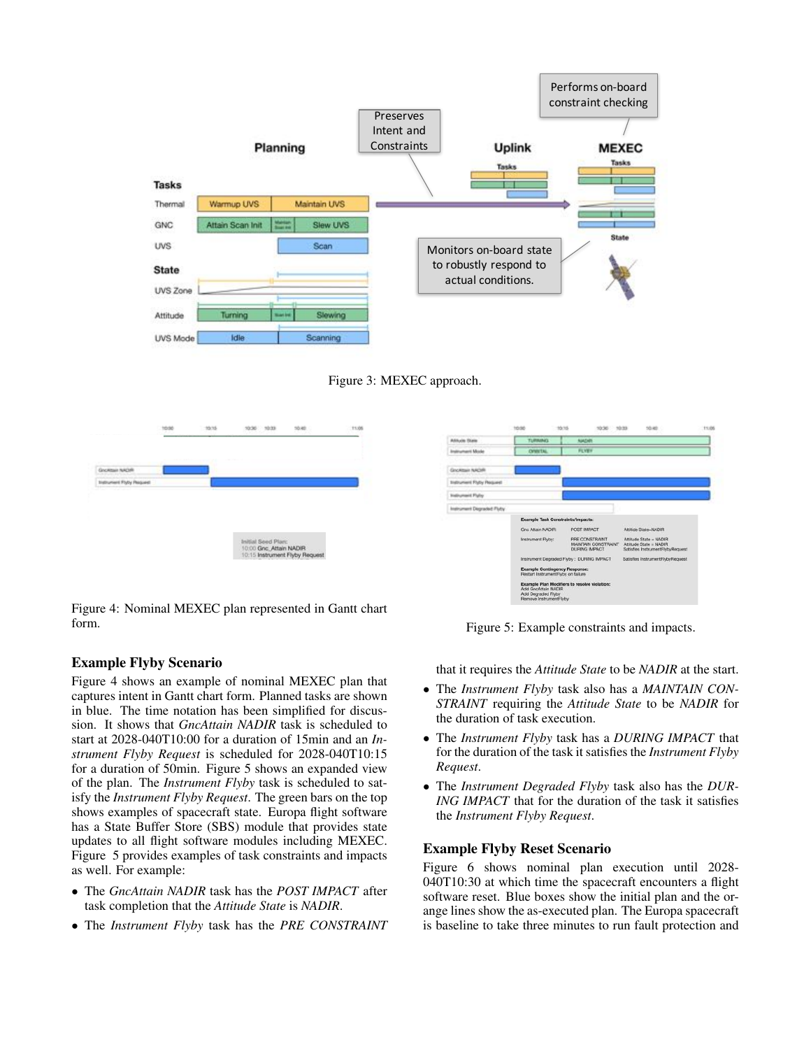Figure 3: MEXEC approach.

Figure 4: Nominal MEXEC plan represented in Gantt chart form.

Figure 5: Example constraints and impacts.

### Example Flyby Scenario

Figure 4 shows an example of nominal MEXEC plan that captures intent in Gantt chart form. Planned tasks are shown in blue. The time notation has been simplified for discussion. It shows that *GncAttain NADIR* task is scheduled to start at 2028-040T10:00 for a duration of 15min and an *Instrument Flyby Request* is scheduled for 2028-040T10:15 for a duration of 50min. Figure 5 shows an expanded view of the plan. The *Instrument Flyby* task is scheduled to satisfy the *Instrument Flyby Request*. The green bars on the top shows examples of spacecraft state. Europa flight software has a State Buffer Store (SBS) module that provides state updates to all flight software modules including MEXEC. Figure 5 provides examples of task constraints and impacts as well. For example:

- The *GncAttain NADIR* task has the *POST IMPACT* after task completion that the *Attitude State* is *NADIR*.
- The *Instrument Flyby* task has the *PRE CONSTRAINT* that it requires the *Attitude State* to be *NADIR* at the start.
- The *Instrument Flyby* task also has a *MAINTAIN CONSTRAINT* requiring the *Attitude State* to be *NADIR* for the duration of task execution.
- The *Instrument Flyby* task has a *DURING IMPACT* that for the duration of the task it satisfies the *Instrument Flyby Request*.
- The *Instrument Degraded Flyby* task also has the *DURING IMPACT* that for the duration of the task it satisfies the *Instrument Flyby Request*.

### Example Flyby Reset Scenario

Figure 6 shows nominal plan execution until 2028-040T10:30 at which time the spacecraft encounters a flight software reset. Blue boxes show the initial plan and the orange lines show the as-executed plan. The Europa spacecraft is baseline to take three minutes to run fault protection and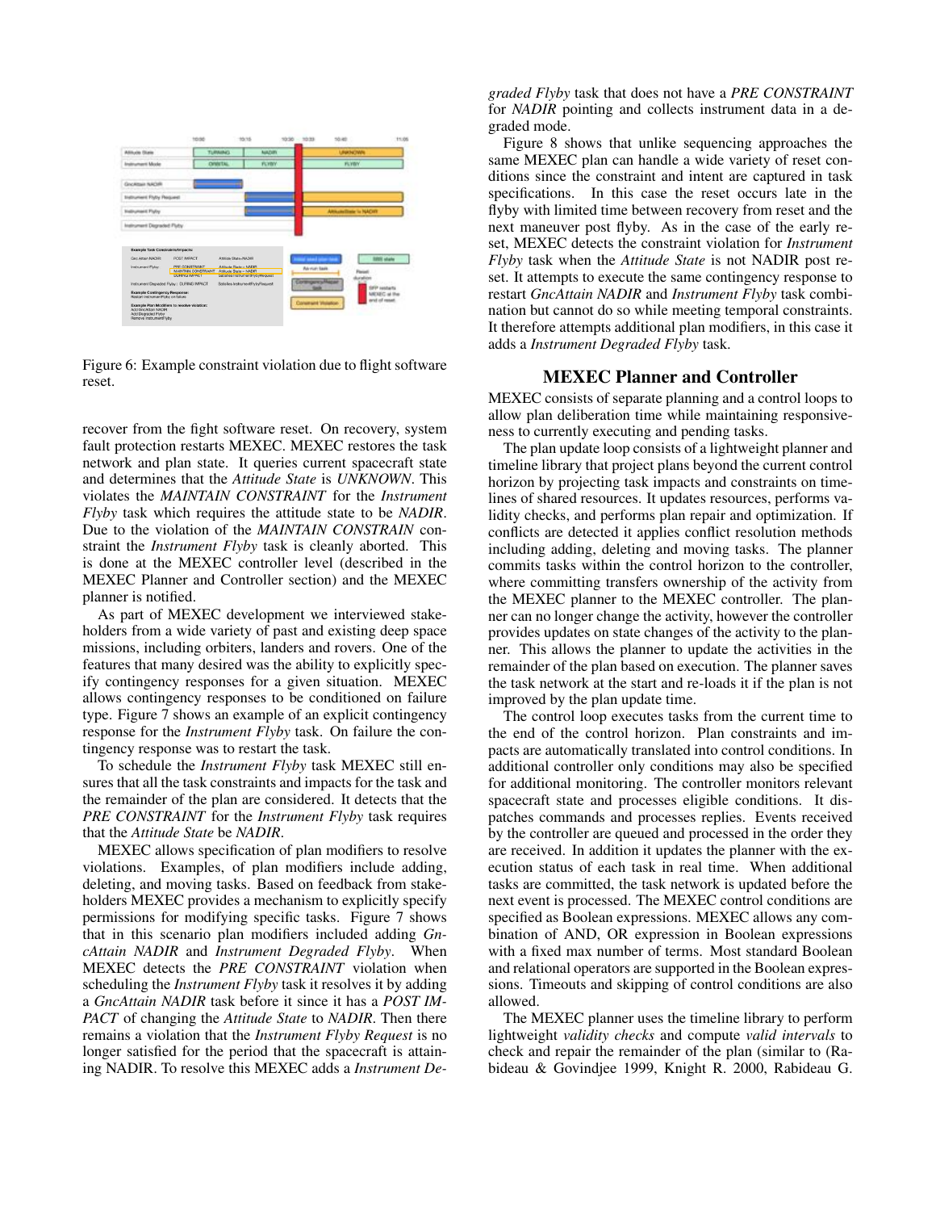Figure 6: Example constraint violation due to flight software reset.

recover from the fight software reset. On recovery, system fault protection restarts MEXEC. MEXEC restores the task network and plan state. It queries current spacecraft state and determines that the *Attitude State* is *UNKNOWN*. This violates the *MAINTAIN CONSTRAINT* for the *Instrument Flyby* task which requires the attitude state to be *NADIR*. Due to the violation of the *MAINTAIN CONSTRAIN* constraint the *Instrument Flyby* task is cleanly aborted. This is done at the MEXEC controller level (described in the MEXEC Planner and Controller section) and the MEXEC planner is notified.

As part of MEXEC development we interviewed stakeholders from a wide variety of past and existing deep space missions, including orbiters, landers and rovers. One of the features that many desired was the ability to explicitly specify contingency responses for a given situation. MEXEC allows contingency responses to be conditioned on failure type. Figure 7 shows an example of an explicit contingency response for the *Instrument Flyby* task. On failure the contingency response was to restart the task.

To schedule the *Instrument Flyby* task MEXEC still ensures that all the task constraints and impacts for the task and the remainder of the plan are considered. It detects that the *PRE CONSTRAINT* for the *Instrument Flyby* task requires that the *Attitude State* be *NADIR*.

MEXEC allows specification of plan modifiers to resolve violations. Examples, of plan modifiers include adding, deleting, and moving tasks. Based on feedback from stakeholders MEXEC provides a mechanism to explicitly specify permissions for modifying specific tasks. Figure 7 shows that in this scenario plan modifiers included adding *GncAttain NADIR* and *Instrument Degraded Flyby*. When MEXEC detects the *PRE CONSTRAINT* violation when scheduling the *Instrument Flyby* task it resolves it by adding a *GncAttain NADIR* task before it since it has a *POST IMPACT* of changing the *Attitude State* to *NADIR*. Then there remains a violation that the *Instrument Flyby Request* is no longer satisfied for the period that the spacecraft is attaining NADIR. To resolve this MEXEC adds a *Instrument Degraded Flyby* task that does not have a *PRE CONSTRAINT* for *NADIR* pointing and collects instrument data in a degraded mode.

Figure 8 shows that unlike sequencing approaches the same MEXEC plan can handle a wide variety of reset conditions since the constraint and intent are captured in task specifications. In this case the reset occurs late in the flyby with limited time between recovery from reset and the next maneuver post flyby. As in the case of the early reset, MEXEC detects the constraint violation for *Instrument Flyby* task when the *Attitude State* is not NADIR post reset. It attempts to execute the same contingency response to restart *GncAttain NADIR* and *Instrument Flyby* task combination but cannot do so while meeting temporal constraints. It therefore attempts additional plan modifiers, in this case it adds a *Instrument Degraded Flyby* task.

## MEXEC Planner and Controller

MEXEC consists of separate planning and a control loops to allow plan deliberation time while maintaining responsiveness to currently executing and pending tasks.

The plan update loop consists of a lightweight planner and timeline library that project plans beyond the current control horizon by projecting task impacts and constraints on timelines of shared resources. It updates resources, performs validity checks, and performs plan repair and optimization. If conflicts are detected it applies conflict resolution methods including adding, deleting and moving tasks. The planner commits tasks within the control horizon to the controller, where committing transfers ownership of the activity from the MEXEC planner to the MEXEC controller. The planner can no longer change the activity, however the controller provides updates on state changes of the activity to the planner. This allows the planner to update the activities in the remainder of the plan based on execution. The planner saves the task network at the start and re-loads it if the plan is not improved by the plan update time.

The control loop executes tasks from the current time to the end of the control horizon. Plan constraints and impacts are automatically translated into control conditions. In additional controller only conditions may also be specified for additional monitoring. The controller monitors relevant spacecraft state and processes eligible conditions. It dispatches commands and processes replies. Events received by the controller are queued and processed in the order they are received. In addition it updates the planner with the execution status of each task in real time. When additional tasks are committed, the task network is updated before the next event is processed. The MEXEC control conditions are specified as Boolean expressions. MEXEC allows any combination of AND, OR expression in Boolean expressions with a fixed max number of terms. Most standard Boolean and relational operators are supported in the Boolean expressions. Timeouts and skipping of control conditions are also allowed.

The MEXEC planner uses the timeline library to perform lightweight *validity checks* and compute *valid intervals* to check and repair the remainder of the plan (similar to (Rabideau & Govindjee 1999, Knight R. 2000, Rabideau G.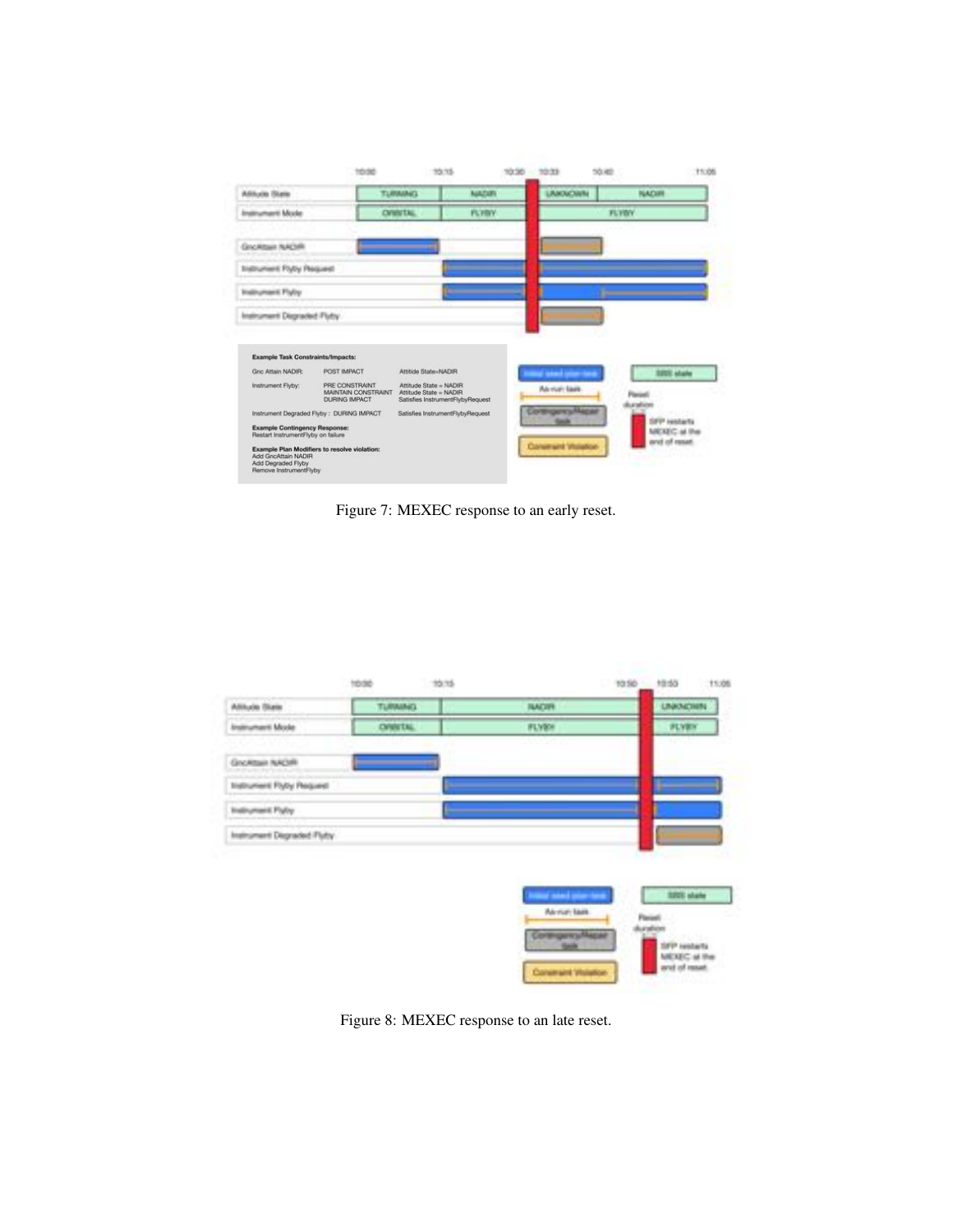Figure 7: MEXEC response to an early reset.

Figure 8: MEXEC response to an late reset.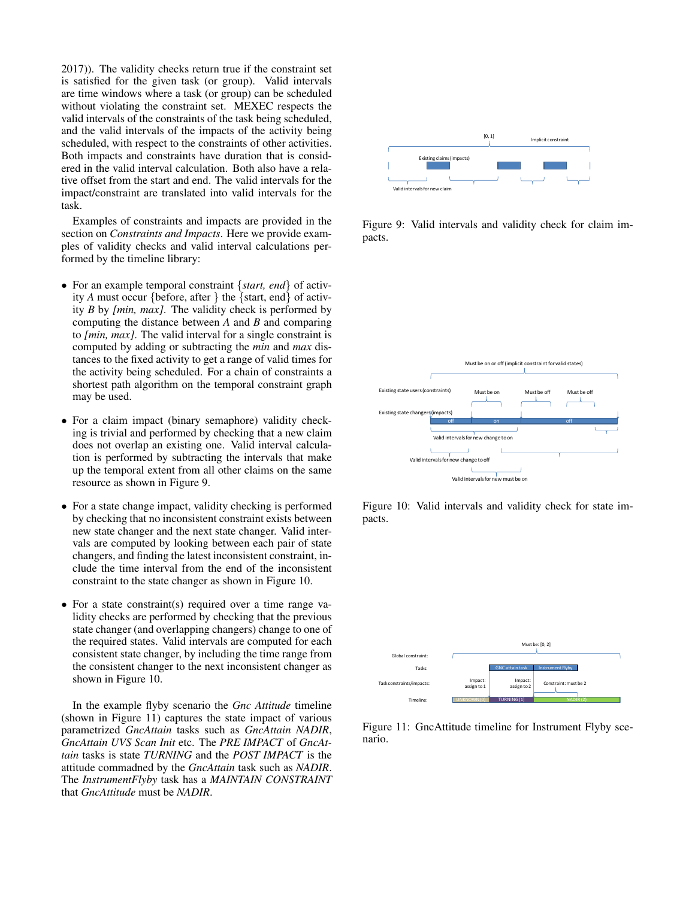2017)). The validity checks return true if the constraint set is satisfied for the given task (or group). Valid intervals are time windows where a task (or group) can be scheduled without violating the constraint set. MEXEC respects the valid intervals of the constraints of the task being scheduled, and the valid intervals of the impacts of the activity being scheduled, with respect to the constraints of other activities. Both impacts and constraints have duration that is considered in the valid interval calculation. Both also have a relative offset from the start and end. The valid intervals for the impact/constraint are translated into valid intervals for the task.

Examples of constraints and impacts are provided in the section on *Constraints and Impacts*. Here we provide examples of validity checks and valid interval calculations performed by the timeline library:

- For an example temporal constraint {*start, end*} of activity *A* must occur {before, after } the {start, end} of activity *B* by *[min, max]*. The validity check is performed by computing the distance between *A* and *B* and comparing to *[min, max]*. The valid interval for a single constraint is computed by adding or subtracting the *min* and *max* distances to the fixed activity to get a range of valid times for the activity being scheduled. For a chain of constraints a shortest path algorithm on the temporal constraint graph may be used.
- For a claim impact (binary semaphore) validity checking is trivial and performed by checking that a new claim does not overlap an existing one. Valid interval calculation is performed by subtracting the intervals that make up the temporal extent from all other claims on the same resource as shown in Figure 9.
- For a state change impact, validity checking is performed by checking that no inconsistent constraint exists between new state changer and the next state changer. Valid intervals are computed by looking between each pair of state changers, and finding the latest inconsistent constraint, include the time interval from the end of the inconsistent constraint to the state changer as shown in Figure 10.
- For a state constraint(s) required over a time range validity checks are performed by checking that the previous state changer (and overlapping changers) change to one of the required states. Valid intervals are computed for each consistent state changer, by including the time range from the consistent changer to the next inconsistent changer as shown in Figure 10.

In the example flyby scenario the *Gnc Attitude* timeline (shown in Figure 11) captures the state impact of various parametrized *GncAttain* tasks such as *GncAttain NADIR*, *GncAttain UVS Scan Init* etc. The *PRE IMPACT* of *GncAttain* tasks is state *TURNING* and the *POST IMPACT* is the attitude commadned by the *GncAttain* task such as *NADIR*. The *InstrumentFlyby* task has a *MAINTAIN CONSTRAINT* that *GncAttitude* must be *NADIR*.

Figure 9: Valid intervals and validity check for claim impacts.

Figure 10: Valid intervals and validity check for state impacts.

Figure 11: GncAttitude timeline for Instrument Flyby scenario.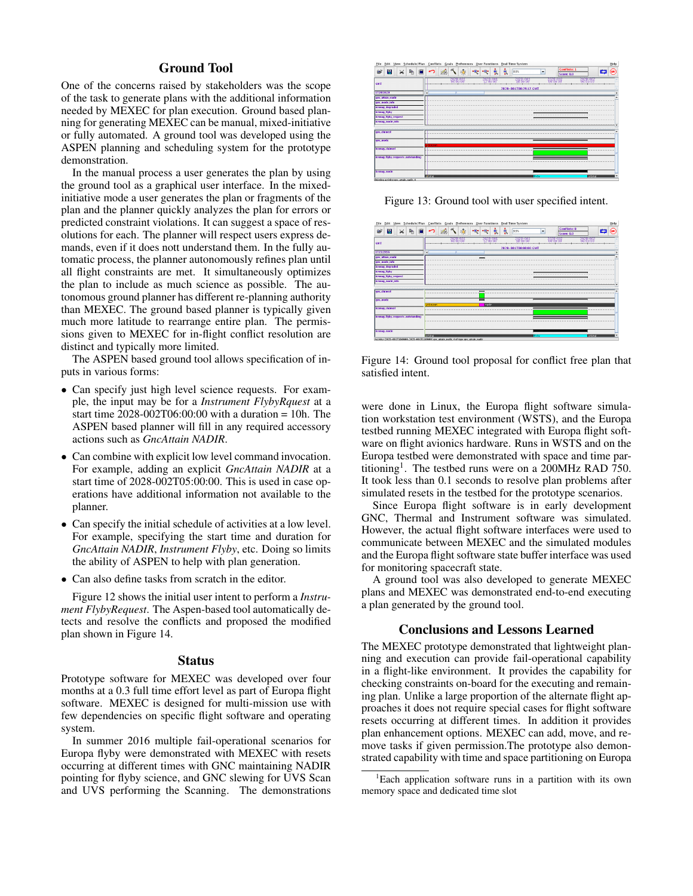## Ground Tool

One of the concerns raised by stakeholders was the scope of the task to generate plans with the additional information needed by MEXEC for plan execution. Ground based planning for generating MEXEC can be manual, mixed-initiative or fully automated. A ground tool was developed using the ASPEN planning and scheduling system for the prototype demonstration.

In the manual process a user generates the plan by using the ground tool as a graphical user interface. In the mixed-initiative mode a user generates the plan or fragments of the plan and the planner quickly analyzes the plan for errors or predicted constraint violations. It can suggest a space of resolutions for each. The planner will respect users express demands, even if it does nott understand them. In the fully automatic process, the planner autonomously refines plan until all flight constraints are met. It simultaneously optimizes the plan to include as much science as possible. The autonomous ground planner has different re-planning authority than MEXEC. The ground based planner is typically given much more latitude to rearrange entire plan. The permissions given to MEXEC for in-flight conflict resolution are distinct and typically more limited.

The ASPEN based ground tool allows specification of inputs in various forms:

- Can specify just high level science requests. For example, the input may be for a *Instrument FlybyRquest* at a start time 2028-002T06:00:00 with a duration = 10h. The ASPEN based planner will fill in any required accessory actions such as *GncAttain NADIR*.
- Can combine with explicit low level command invocation. For example, adding an explicit *GncAttain NADIR* at a start time of 2028-002T05:00:00. This is used in case operations have additional information not available to the planner.
- Can specify the initial schedule of activities at a low level. For example, specifying the start time and duration for *GncAttain NADIR*, *Instrument Flyby*, etc. Doing so limits the ability of ASPEN to help with plan generation.
- Can also define tasks from scratch in the editor.

Figure 12 shows the initial user intent to perform a *Instrument FlybyRequest*. The Aspen-based tool automatically detects and resolve the conflicts and proposed the modified plan shown in Figure 14.

Figure 13: Ground tool with user specified intent.

Figure 14: Ground tool proposal for conflict free plan that satisfied intent.

## Status

Prototype software for MEXEC was developed over four months at a 0.3 full time effort level as part of Europa flight software. MEXEC is designed for multi-mission use with few dependencies on specific flight software and operating system.

In summer 2016 multiple fail-operational scenarios for Europa flyby were demonstrated with MEXEC with resets occurring at different times with GNC maintaining NADIR pointing for flyby science, and GNC slewing for UVS Scan and UVS performing the Scanning. The demonstrations were done in Linux, the Europa flight software simulation workstation test environment (WSTS), and the Europa testbed running MEXEC integrated with Europa flight software on flight avionics hardware. Runs in WSTS and on the Europa testbed were demonstrated with space and time partitioning[1]. The testbed runs were on a 200MHz RAD 750. It took less than 0.1 seconds to resolve plan problems after simulated resets in the testbed for the prototype scenarios.

Since Europa flight software is in early development GNC, Thermal and Instrument software was simulated. However, the actual flight software interfaces were used to communicate between MEXEC and the simulated modules and the Europa flight software state buffer interface was used for monitoring spacecraft state.

A ground tool was also developed to generate MEXEC plans and MEXEC was demonstrated end-to-end executing a plan generated by the ground tool.

## Conclusions and Lessons Learned

The MEXEC prototype demonstrated that lightweight planning and execution can provide fail-operational capability in a flight-like environment. It provides the capability for checking constraints on-board for the executing and remaining plan. Unlike a large proportion of the alternate flight approaches it does not require special cases for flight software resets occurring at different times. In addition it provides plan enhancement options. MEXEC can add, move, and remove tasks if given permission.The prototype also demonstrated capability with time and space partitioning on Europa

[1]Each application software runs in a partition with its own memory space and dedicated time slot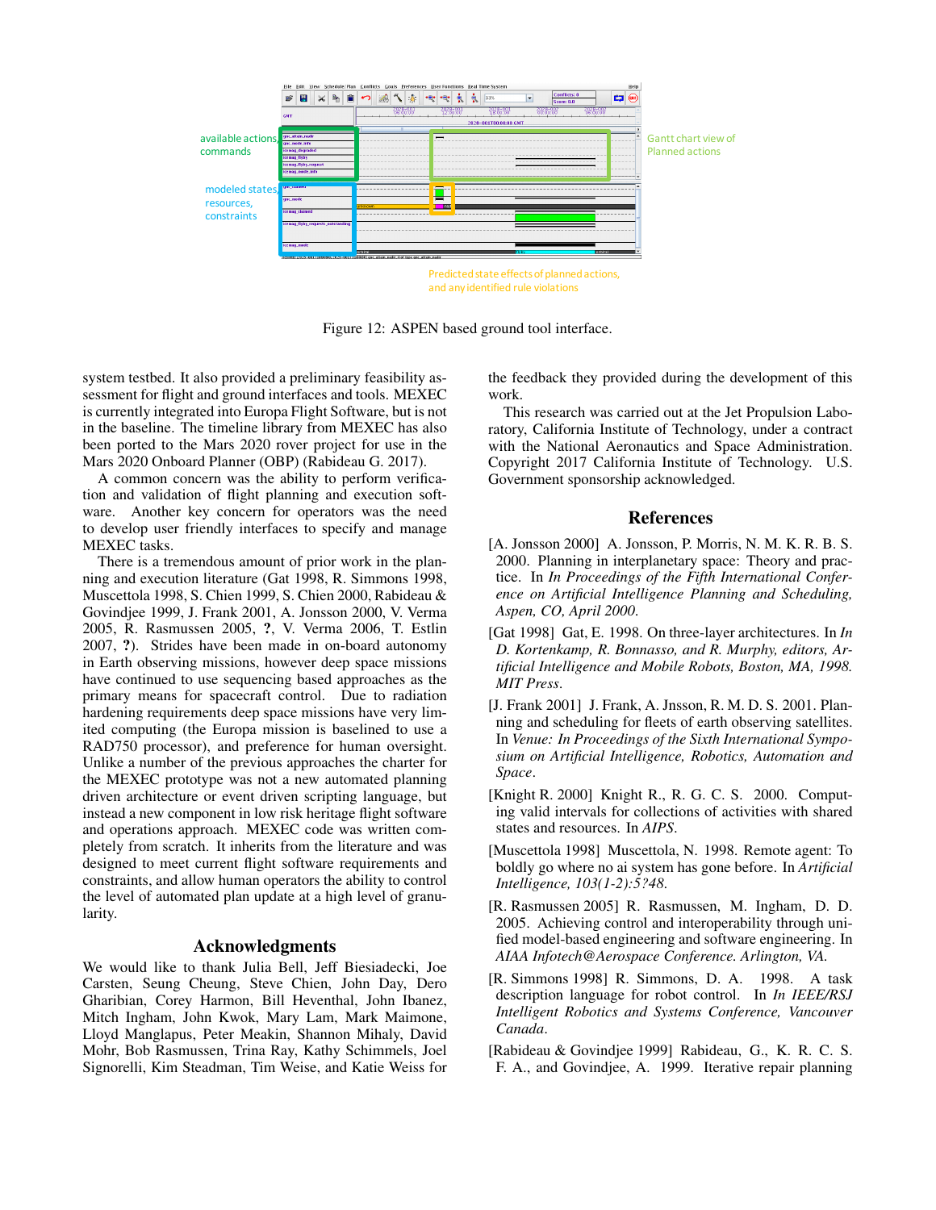Figure 12: ASPEN based ground tool interface.

system testbed. It also provided a preliminary feasibility assessment for flight and ground interfaces and tools. MEXEC is currently integrated into Europa Flight Software, but is not in the baseline. The timeline library from MEXEC has also been ported to the Mars 2020 rover project for use in the Mars 2020 Onboard Planner (OBP) (Rabideau G. 2017).

A common concern was the ability to perform verification and validation of flight planning and execution software. Another key concern for operators was the need to develop user friendly interfaces to specify and manage MEXEC tasks.

There is a tremendous amount of prior work in the planning and execution literature (Gat 1998, R. Simmons 1998, Muscettola 1998, S. Chien 1999, S. Chien 2000, Rabideau & Govindjee 1999, J. Frank 2001, A. Jonsson 2000, V. Verma 2005, R. Rasmussen 2005, ?, V. Verma 2006, T. Estlin 2007, ?). Strides have been made in on-board autonomy in Earth observing missions, however deep space missions have continued to use sequencing based approaches as the primary means for spacecraft control. Due to radiation hardening requirements deep space missions have very limited computing (the Europa mission is baselined to use a RAD750 processor), and preference for human oversight. Unlike a number of the previous approaches the charter for the MEXEC prototype was not a new automated planning driven architecture or event driven scripting language, but instead a new component in low risk heritage flight software and operations approach. MEXEC code was written completely from scratch. It inherits from the literature and was designed to meet current flight software requirements and constraints, and allow human operators the ability to control the level of automated plan update at a high level of granularity.

## Acknowledgments

We would like to thank Julia Bell, Jeff Biesiadecki, Joe Carsten, Seung Cheung, Steve Chien, John Day, Dero Gharibian, Corey Harmon, Bill Heventhal, John Ibanez, Mitch Ingham, John Kwok, Mary Lam, Mark Maimone, Lloyd Manglapus, Peter Meakin, Shannon Mihaly, David Mohr, Bob Rasmussen, Trina Ray, Kathy Schimmels, Joel Signorelli, Kim Steadman, Tim Weise, and Katie Weiss for the feedback they provided during the development of this work.

This research was carried out at the Jet Propulsion Laboratory, California Institute of Technology, under a contract with the National Aeronautics and Space Administration. Copyright 2017 California Institute of Technology. U.S. Government sponsorship acknowledged.

## References

[A. Jonsson 2000] A. Jonsson, P. Morris, N. M. K. R. B. S. 2000. Planning in interplanetary space: Theory and practice. In *In Proceedings of the Fifth International Conference on Artificial Intelligence Planning and Scheduling, Aspen, CO, April 2000*.

[Gat 1998] Gat, E. 1998. On three-layer architectures. In *In D. Kortenkamp, R. Bonnasso, and R. Murphy, editors, Artificial Intelligence and Mobile Robots, Boston, MA, 1998. MIT Press*.

[J. Frank 2001] J. Frank, A. Jnsson, R. M. D. S. 2001. Planning and scheduling for fleets of earth observing satellites. In *Venue: In Proceedings of the Sixth International Symposium on Artificial Intelligence, Robotics, Automation and Space*.

[Knight R. 2000] Knight R., R. G. C. S. 2000. Computing valid intervals for collections of activities with shared states and resources. In *AIPS*.

[Muscettola 1998] Muscettola, N. 1998. Remote agent: To boldly go where no ai system has gone before. In *Artificial Intelligence, 103(1-2):5?48*.

[R. Rasmussen 2005] R. Rasmussen, M. Ingham, D. D. 2005. Achieving control and interoperability through unified model-based engineering and software engineering. In *AIAA Infotech@Aerospace Conference. Arlington, VA*.

[R. Simmons 1998] R. Simmons, D. A. 1998. A task description language for robot control. In *In IEEE/RSJ Intelligent Robotics and Systems Conference, Vancouver Canada*.

[Rabideau & Govindjee 1999] Rabideau, G., K. R. C. S. F. A., and Govindjee, A. 1999. Iterative repair planning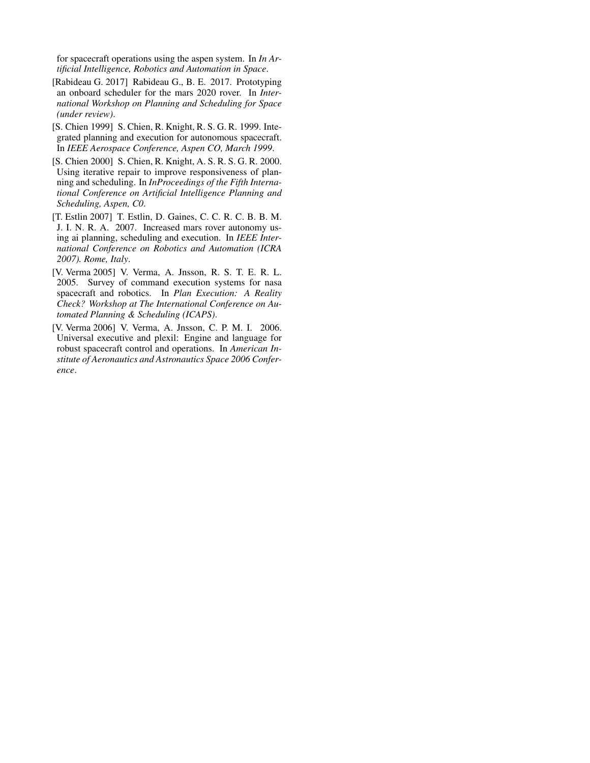for spacecraft operations using the aspen system. In *In Artificial Intelligence, Robotics and Automation in Space*.

[Rabideau G. 2017] Rabideau G., B. E. 2017. Prototyping an onboard scheduler for the mars 2020 rover. In *International Workshop on Planning and Scheduling for Space (under review)*.

[S. Chien 1999] S. Chien, R. Knight, R. S. G. R. 1999. Integrated planning and execution for autonomous spacecraft. In *IEEE Aerospace Conference, Aspen CO, March 1999*.

[S. Chien 2000] S. Chien, R. Knight, A. S. R. S. G. R. 2000. Using iterative repair to improve responsiveness of planning and scheduling. In *InProceedings of the Fifth International Conference on Artificial Intelligence Planning and Scheduling, Aspen, C0*.

[T. Estlin 2007] T. Estlin, D. Gaines, C. C. R. C. B. B. M. J. I. N. R. A. 2007. Increased mars rover autonomy using ai planning, scheduling and execution. In *IEEE International Conference on Robotics and Automation (ICRA 2007). Rome, Italy*.

[V. Verma 2005] V. Verma, A. Jnsson, R. S. T. E. R. L. 2005. Survey of command execution systems for nasa spacecraft and robotics. In *Plan Execution: A Reality Check? Workshop at The International Conference on Automated Planning & Scheduling (ICAPS)*.

[V. Verma 2006] V. Verma, A. Jnsson, C. P. M. I. 2006. Universal executive and plexil: Engine and language for robust spacecraft control and operations. In *American Institute of Aeronautics and Astronautics Space 2006 Conference*.